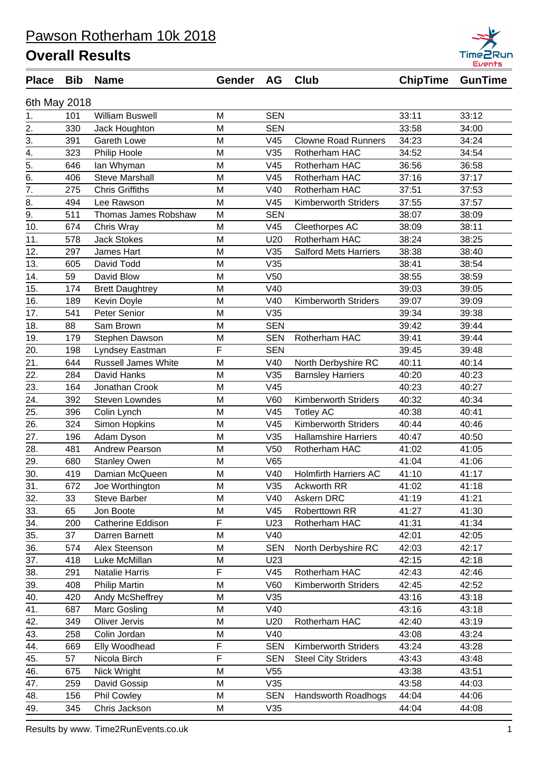# Pawson Rotherham 10k 2018

## Overall Results

| Place | Bib | Name | Gender | AG | Club | ChipTime | GunTime |
|---|---|---|---|---|---|---|---|
| 6th May 2018 | | | | | | | |
| 1. | 101 | William Buswell | M | SEN | | 33:11 | 33:12 |
| 2. | 330 | Jack Houghton | M | SEN | | 33:58 | 34:00 |
| 3. | 391 | Gareth Lowe | M | V45 | Clowne Road Runners | 34:23 | 34:24 |
| 4. | 323 | Philip Hoole | M | V35 | Rotherham HAC | 34:52 | 34:54 |
| 5. | 646 | Ian Whyman | M | V45 | Rotherham HAC | 36:56 | 36:58 |
| 6. | 406 | Steve Marshall | M | V45 | Rotherham HAC | 37:16 | 37:17 |
| 7. | 275 | Chris Griffiths | M | V40 | Rotherham HAC | 37:51 | 37:53 |
| 8. | 494 | Lee Rawson | M | V45 | Kimberworth Striders | 37:55 | 37:57 |
| 9. | 511 | Thomas James Robshaw | M | SEN | | 38:07 | 38:09 |
| 10. | 674 | Chris Wray | M | V45 | Cleethorpes AC | 38:09 | 38:11 |
| 11. | 578 | Jack Stokes | M | U20 | Rotherham HAC | 38:24 | 38:25 |
| 12. | 297 | James Hart | M | V35 | Salford Mets Harriers | 38:38 | 38:40 |
| 13. | 605 | David Todd | M | V35 | | 38:41 | 38:54 |
| 14. | 59 | David Blow | M | V50 | | 38:55 | 38:59 |
| 15. | 174 | Brett Daughtrey | M | V40 | | 39:03 | 39:05 |
| 16. | 189 | Kevin Doyle | M | V40 | Kimberworth Striders | 39:07 | 39:09 |
| 17. | 541 | Peter Senior | M | V35 | | 39:34 | 39:38 |
| 18. | 88 | Sam Brown | M | SEN | | 39:42 | 39:44 |
| 19. | 179 | Stephen Dawson | M | SEN | Rotherham HAC | 39:41 | 39:44 |
| 20. | 198 | Lyndsey Eastman | F | SEN | | 39:45 | 39:48 |
| 21. | 644 | Russell James White | M | V40 | North Derbyshire RC | 40:11 | 40:14 |
| 22. | 284 | David Hanks | M | V35 | Barnsley Harriers | 40:20 | 40:23 |
| 23. | 164 | Jonathan Crook | M | V45 | | 40:23 | 40:27 |
| 24. | 392 | Steven Lowndes | M | V60 | Kimberworth Striders | 40:32 | 40:34 |
| 25. | 396 | Colin Lynch | M | V45 | Totley AC | 40:38 | 40:41 |
| 26. | 324 | Simon Hopkins | M | V45 | Kimberworth Striders | 40:44 | 40:46 |
| 27. | 196 | Adam Dyson | M | V35 | Hallamshire Harriers | 40:47 | 40:50 |
| 28. | 481 | Andrew Pearson | M | V50 | Rotherham HAC | 41:02 | 41:05 |
| 29. | 680 | Stanley Owen | M | V65 | | 41:04 | 41:06 |
| 30. | 419 | Damian McQueen | M | V40 | Holmfirth Harriers AC | 41:10 | 41:17 |
| 31. | 672 | Joe Worthington | M | V35 | Ackworth RR | 41:02 | 41:18 |
| 32. | 33 | Steve Barber | M | V40 | Askern DRC | 41:19 | 41:21 |
| 33. | 65 | Jon Boote | M | V45 | Roberttown RR | 41:27 | 41:30 |
| 34. | 200 | Catherine Eddison | F | U23 | Rotherham HAC | 41:31 | 41:34 |
| 35. | 37 | Darren Barnett | M | V40 | | 42:01 | 42:05 |
| 36. | 574 | Alex Steenson | M | SEN | North Derbyshire RC | 42:03 | 42:17 |
| 37. | 418 | Luke McMillan | M | U23 | | 42:15 | 42:18 |
| 38. | 291 | Natalie Harris | F | V45 | Rotherham HAC | 42:43 | 42:46 |
| 39. | 408 | Philip Martin | M | V60 | Kimberworth Striders | 42:45 | 42:52 |
| 40. | 420 | Andy McSheffrey | M | V35 | | 43:16 | 43:18 |
| 41. | 687 | Marc Gosling | M | V40 | | 43:16 | 43:18 |
| 42. | 349 | Oliver Jervis | M | U20 | Rotherham HAC | 42:40 | 43:19 |
| 43. | 258 | Colin Jordan | M | V40 | | 43:08 | 43:24 |
| 44. | 669 | Elly Woodhead | F | SEN | Kimberworth Striders | 43:24 | 43:28 |
| 45. | 57 | Nicola Birch | F | SEN | Steel City Striders | 43:43 | 43:48 |
| 46. | 675 | Nick Wright | M | V55 | | 43:38 | 43:51 |
| 47. | 259 | David Gossip | M | V35 | | 43:58 | 44:03 |
| 48. | 156 | Phil Cowley | M | SEN | Handsworth Roadhogs | 44:04 | 44:06 |
| 49. | 345 | Chris Jackson | M | V35 | | 44:04 | 44:08 |

Results by www. Time2RunEvents.co.uk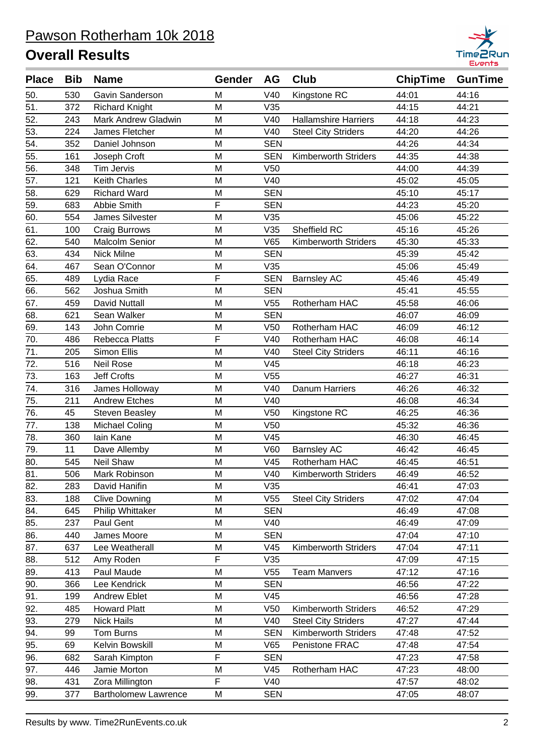# Pawson Rotherham 10k 2018

## Overall Results

| Place | Bib | Name | Gender | AG | Club | ChipTime | GunTime |
|---|---|---|---|---|---|---|---|
| 50. | 530 | Gavin Sanderson | M | V40 | Kingstone RC | 44:01 | 44:16 |
| 51. | 372 | Richard Knight | M | V35 | | 44:15 | 44:21 |
| 52. | 243 | Mark Andrew Gladwin | M | V40 | Hallamshire Harriers | 44:18 | 44:23 |
| 53. | 224 | James Fletcher | M | V40 | Steel City Striders | 44:20 | 44:26 |
| 54. | 352 | Daniel Johnson | M | SEN | | 44:26 | 44:34 |
| 55. | 161 | Joseph Croft | M | SEN | Kimberworth Striders | 44:35 | 44:38 |
| 56. | 348 | Tim Jervis | M | V50 | | 44:00 | 44:39 |
| 57. | 121 | Keith Charles | M | V40 | | 45:02 | 45:05 |
| 58. | 629 | Richard Ward | M | SEN | | 45:10 | 45:17 |
| 59. | 683 | Abbie Smith | F | SEN | | 44:23 | 45:20 |
| 60. | 554 | James Silvester | M | V35 | | 45:06 | 45:22 |
| 61. | 100 | Craig Burrows | M | V35 | Sheffield RC | 45:16 | 45:26 |
| 62. | 540 | Malcolm Senior | M | V65 | Kimberworth Striders | 45:30 | 45:33 |
| 63. | 434 | Nick Milne | M | SEN | | 45:39 | 45:42 |
| 64. | 467 | Sean O'Connor | M | V35 | | 45:06 | 45:49 |
| 65. | 489 | Lydia Race | F | SEN | Barnsley AC | 45:46 | 45:49 |
| 66. | 562 | Joshua Smith | M | SEN | | 45:41 | 45:55 |
| 67. | 459 | David Nuttall | M | V55 | Rotherham HAC | 45:58 | 46:06 |
| 68. | 621 | Sean Walker | M | SEN | | 46:07 | 46:09 |
| 69. | 143 | John Comrie | M | V50 | Rotherham HAC | 46:09 | 46:12 |
| 70. | 486 | Rebecca Platts | F | V40 | Rotherham HAC | 46:08 | 46:14 |
| 71. | 205 | Simon Ellis | M | V40 | Steel City Striders | 46:11 | 46:16 |
| 72. | 516 | Neil Rose | M | V45 | | 46:18 | 46:23 |
| 73. | 163 | Jeff Crofts | M | V55 | | 46:27 | 46:31 |
| 74. | 316 | James Holloway | M | V40 | Danum Harriers | 46:26 | 46:32 |
| 75. | 211 | Andrew Etches | M | V40 | | 46:08 | 46:34 |
| 76. | 45 | Steven Beasley | M | V50 | Kingstone RC | 46:25 | 46:36 |
| 77. | 138 | Michael Coling | M | V50 | | 45:32 | 46:36 |
| 78. | 360 | Iain Kane | M | V45 | | 46:30 | 46:45 |
| 79. | 11 | Dave Allemby | M | V60 | Barnsley AC | 46:42 | 46:45 |
| 80. | 545 | Neil Shaw | M | V45 | Rotherham HAC | 46:45 | 46:51 |
| 81. | 506 | Mark Robinson | M | V40 | Kimberworth Striders | 46:49 | 46:52 |
| 82. | 283 | David Hanifin | M | V35 | | 46:41 | 47:03 |
| 83. | 188 | Clive Downing | M | V55 | Steel City Striders | 47:02 | 47:04 |
| 84. | 645 | Philip Whittaker | M | SEN | | 46:49 | 47:08 |
| 85. | 237 | Paul Gent | M | V40 | | 46:49 | 47:09 |
| 86. | 440 | James Moore | M | SEN | | 47:04 | 47:10 |
| 87. | 637 | Lee Weatherall | M | V45 | Kimberworth Striders | 47:04 | 47:11 |
| 88. | 512 | Amy Roden | F | V35 | | 47:09 | 47:15 |
| 89. | 413 | Paul Maude | M | V55 | Team Manvers | 47:12 | 47:16 |
| 90. | 366 | Lee Kendrick | M | SEN | | 46:56 | 47:22 |
| 91. | 199 | Andrew Eblet | M | V45 | | 46:56 | 47:28 |
| 92. | 485 | Howard Platt | M | V50 | Kimberworth Striders | 46:52 | 47:29 |
| 93. | 279 | Nick Hails | M | V40 | Steel City Striders | 47:27 | 47:44 |
| 94. | 99 | Tom Burns | M | SEN | Kimberworth Striders | 47:48 | 47:52 |
| 95. | 69 | Kelvin Bowskill | M | V65 | Penistone FRAC | 47:48 | 47:54 |
| 96. | 682 | Sarah Kimpton | F | SEN | | 47:23 | 47:58 |
| 97. | 446 | Jamie Morton | M | V45 | Rotherham HAC | 47:23 | 48:00 |
| 98. | 431 | Zora Millington | F | V40 | | 47:57 | 48:02 |
| 99. | 377 | Bartholomew Lawrence | M | SEN | | 47:05 | 48:07 |

Results by www. Time2RunEvents.co.uk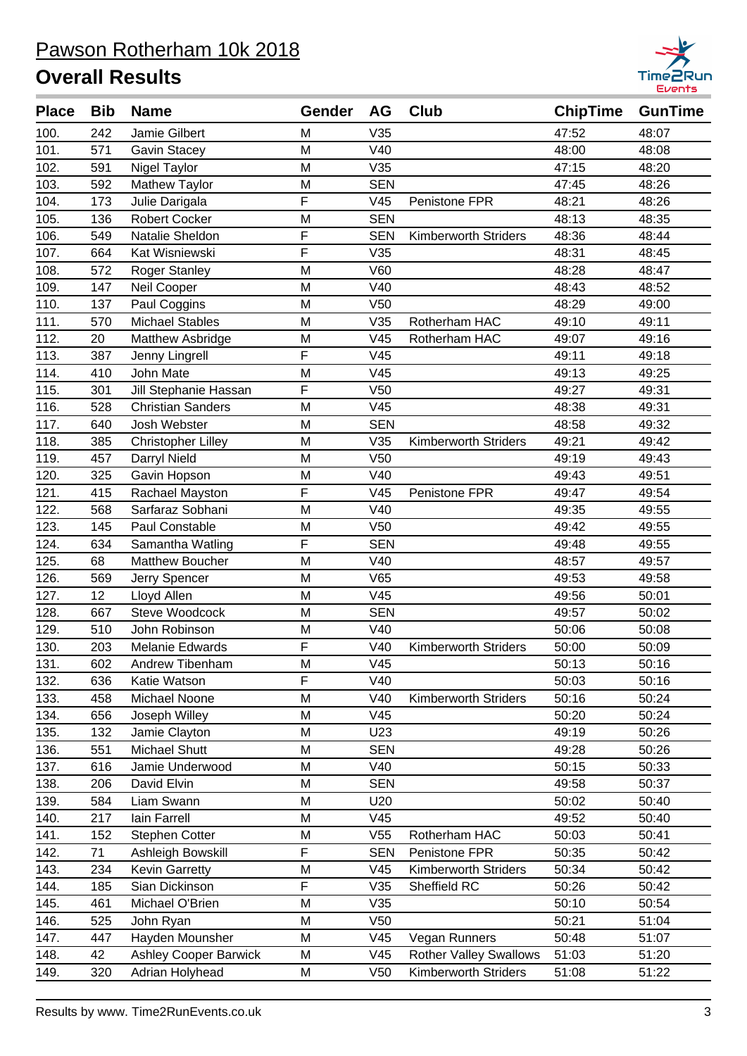# Pawson Rotherham 10k 2018

## Overall Results

| Place | Bib | Name | Gender | AG | Club | ChipTime | GunTime |
|---|---|---|---|---|---|---|---|
| 100. | 242 | Jamie Gilbert | M | V35 | | 47:52 | 48:07 |
| 101. | 571 | Gavin Stacey | M | V40 | | 48:00 | 48:08 |
| 102. | 591 | Nigel Taylor | M | V35 | | 47:15 | 48:20 |
| 103. | 592 | Mathew Taylor | M | SEN | | 47:45 | 48:26 |
| 104. | 173 | Julie Darigala | F | V45 | Penistone FPR | 48:21 | 48:26 |
| 105. | 136 | Robert Cocker | M | SEN | | 48:13 | 48:35 |
| 106. | 549 | Natalie Sheldon | F | SEN | Kimberworth Striders | 48:36 | 48:44 |
| 107. | 664 | Kat Wisniewski | F | V35 | | 48:31 | 48:45 |
| 108. | 572 | Roger Stanley | M | V60 | | 48:28 | 48:47 |
| 109. | 147 | Neil Cooper | M | V40 | | 48:43 | 48:52 |
| 110. | 137 | Paul Coggins | M | V50 | | 48:29 | 49:00 |
| 111. | 570 | Michael Stables | M | V35 | Rotherham HAC | 49:10 | 49:11 |
| 112. | 20 | Matthew Asbridge | M | V45 | Rotherham HAC | 49:07 | 49:16 |
| 113. | 387 | Jenny Lingrell | F | V45 | | 49:11 | 49:18 |
| 114. | 410 | John Mate | M | V45 | | 49:13 | 49:25 |
| 115. | 301 | Jill Stephanie Hassan | F | V50 | | 49:27 | 49:31 |
| 116. | 528 | Christian Sanders | M | V45 | | 48:38 | 49:31 |
| 117. | 640 | Josh Webster | M | SEN | | 48:58 | 49:32 |
| 118. | 385 | Christopher Lilley | M | V35 | Kimberworth Striders | 49:21 | 49:42 |
| 119. | 457 | Darryl Nield | M | V50 | | 49:19 | 49:43 |
| 120. | 325 | Gavin Hopson | M | V40 | | 49:43 | 49:51 |
| 121. | 415 | Rachael Mayston | F | V45 | Penistone FPR | 49:47 | 49:54 |
| 122. | 568 | Sarfaraz Sobhani | M | V40 | | 49:35 | 49:55 |
| 123. | 145 | Paul Constable | M | V50 | | 49:42 | 49:55 |
| 124. | 634 | Samantha Watling | F | SEN | | 49:48 | 49:55 |
| 125. | 68 | Matthew Boucher | M | V40 | | 48:57 | 49:57 |
| 126. | 569 | Jerry Spencer | M | V65 | | 49:53 | 49:58 |
| 127. | 12 | Lloyd Allen | M | V45 | | 49:56 | 50:01 |
| 128. | 667 | Steve Woodcock | M | SEN | | 49:57 | 50:02 |
| 129. | 510 | John Robinson | M | V40 | | 50:06 | 50:08 |
| 130. | 203 | Melanie Edwards | F | V40 | Kimberworth Striders | 50:00 | 50:09 |
| 131. | 602 | Andrew Tibenham | M | V45 | | 50:13 | 50:16 |
| 132. | 636 | Katie Watson | F | V40 | | 50:03 | 50:16 |
| 133. | 458 | Michael Noone | M | V40 | Kimberworth Striders | 50:16 | 50:24 |
| 134. | 656 | Joseph Willey | M | V45 | | 50:20 | 50:24 |
| 135. | 132 | Jamie Clayton | M | U23 | | 49:19 | 50:26 |
| 136. | 551 | Michael Shutt | M | SEN | | 49:28 | 50:26 |
| 137. | 616 | Jamie Underwood | M | V40 | | 50:15 | 50:33 |
| 138. | 206 | David Elvin | M | SEN | | 49:58 | 50:37 |
| 139. | 584 | Liam Swann | M | U20 | | 50:02 | 50:40 |
| 140. | 217 | Iain Farrell | M | V45 | | 49:52 | 50:40 |
| 141. | 152 | Stephen Cotter | M | V55 | Rotherham HAC | 50:03 | 50:41 |
| 142. | 71 | Ashleigh Bowskill | F | SEN | Penistone FPR | 50:35 | 50:42 |
| 143. | 234 | Kevin Garretty | M | V45 | Kimberworth Striders | 50:34 | 50:42 |
| 144. | 185 | Sian Dickinson | F | V35 | Sheffield RC | 50:26 | 50:42 |
| 145. | 461 | Michael O'Brien | M | V35 | | 50:10 | 50:54 |
| 146. | 525 | John Ryan | M | V50 | | 50:21 | 51:04 |
| 147. | 447 | Hayden Mounsher | M | V45 | Vegan Runners | 50:48 | 51:07 |
| 148. | 42 | Ashley Cooper Barwick | M | V45 | Rother Valley Swallows | 51:03 | 51:20 |
| 149. | 320 | Adrian Holyhead | M | V50 | Kimberworth Striders | 51:08 | 51:22 |

Results by www. Time2RunEvents.co.uk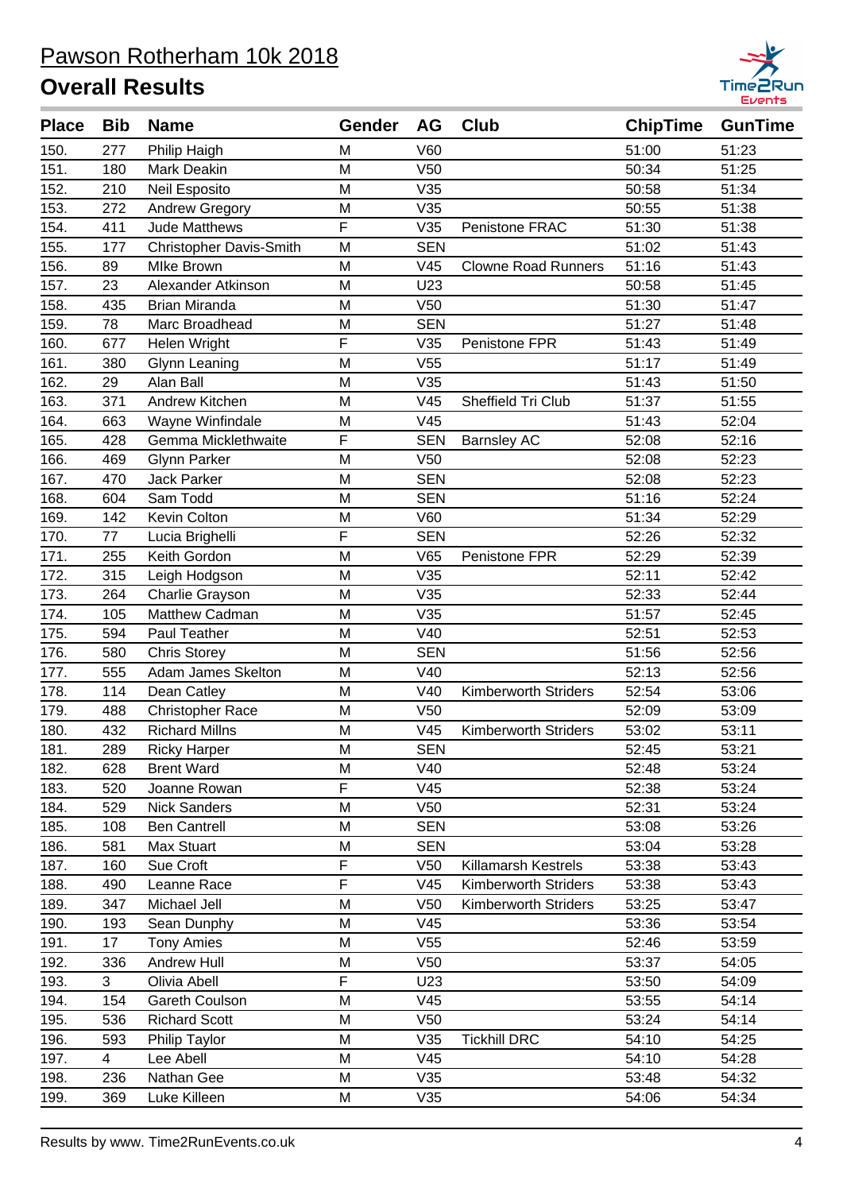# Pawson Rotherham 10k 2018

## Overall Results

| Place | Bib | Name | Gender | AG | Club | ChipTime | GunTime |
|---|---|---|---|---|---|---|---|
| 150. | 277 | Philip Haigh | M | V60 | | 51:00 | 51:23 |
| 151. | 180 | Mark Deakin | M | V50 | | 50:34 | 51:25 |
| 152. | 210 | Neil Esposito | M | V35 | | 50:58 | 51:34 |
| 153. | 272 | Andrew Gregory | M | V35 | | 50:55 | 51:38 |
| 154. | 411 | Jude Matthews | F | V35 | Penistone FRAC | 51:30 | 51:38 |
| 155. | 177 | Christopher Davis-Smith | M | SEN | | 51:02 | 51:43 |
| 156. | 89 | MIke Brown | M | V45 | Clowne Road Runners | 51:16 | 51:43 |
| 157. | 23 | Alexander Atkinson | M | U23 | | 50:58 | 51:45 |
| 158. | 435 | Brian Miranda | M | V50 | | 51:30 | 51:47 |
| 159. | 78 | Marc Broadhead | M | SEN | | 51:27 | 51:48 |
| 160. | 677 | Helen Wright | F | V35 | Penistone FPR | 51:43 | 51:49 |
| 161. | 380 | Glynn Leaning | M | V55 | | 51:17 | 51:49 |
| 162. | 29 | Alan Ball | M | V35 | | 51:43 | 51:50 |
| 163. | 371 | Andrew Kitchen | M | V45 | Sheffield Tri Club | 51:37 | 51:55 |
| 164. | 663 | Wayne Winfindale | M | V45 | | 51:43 | 52:04 |
| 165. | 428 | Gemma Micklethwaite | F | SEN | Barnsley AC | 52:08 | 52:16 |
| 166. | 469 | Glynn Parker | M | V50 | | 52:08 | 52:23 |
| 167. | 470 | Jack Parker | M | SEN | | 52:08 | 52:23 |
| 168. | 604 | Sam Todd | M | SEN | | 51:16 | 52:24 |
| 169. | 142 | Kevin Colton | M | V60 | | 51:34 | 52:29 |
| 170. | 77 | Lucia Brighelli | F | SEN | | 52:26 | 52:32 |
| 171. | 255 | Keith Gordon | M | V65 | Penistone FPR | 52:29 | 52:39 |
| 172. | 315 | Leigh Hodgson | M | V35 | | 52:11 | 52:42 |
| 173. | 264 | Charlie Grayson | M | V35 | | 52:33 | 52:44 |
| 174. | 105 | Matthew Cadman | M | V35 | | 51:57 | 52:45 |
| 175. | 594 | Paul Teather | M | V40 | | 52:51 | 52:53 |
| 176. | 580 | Chris Storey | M | SEN | | 51:56 | 52:56 |
| 177. | 555 | Adam James Skelton | M | V40 | | 52:13 | 52:56 |
| 178. | 114 | Dean Catley | M | V40 | Kimberworth Striders | 52:54 | 53:06 |
| 179. | 488 | Christopher Race | M | V50 | | 52:09 | 53:09 |
| 180. | 432 | Richard Millns | M | V45 | Kimberworth Striders | 53:02 | 53:11 |
| 181. | 289 | Ricky Harper | M | SEN | | 52:45 | 53:21 |
| 182. | 628 | Brent Ward | M | V40 | | 52:48 | 53:24 |
| 183. | 520 | Joanne Rowan | F | V45 | | 52:38 | 53:24 |
| 184. | 529 | Nick Sanders | M | V50 | | 52:31 | 53:24 |
| 185. | 108 | Ben Cantrell | M | SEN | | 53:08 | 53:26 |
| 186. | 581 | Max Stuart | M | SEN | | 53:04 | 53:28 |
| 187. | 160 | Sue Croft | F | V50 | Killamarsh Kestrels | 53:38 | 53:43 |
| 188. | 490 | Leanne Race | F | V45 | Kimberworth Striders | 53:38 | 53:43 |
| 189. | 347 | Michael Jell | M | V50 | Kimberworth Striders | 53:25 | 53:47 |
| 190. | 193 | Sean Dunphy | M | V45 | | 53:36 | 53:54 |
| 191. | 17 | Tony Amies | M | V55 | | 52:46 | 53:59 |
| 192. | 336 | Andrew Hull | M | V50 | | 53:37 | 54:05 |
| 193. | 3 | Olivia Abell | F | U23 | | 53:50 | 54:09 |
| 194. | 154 | Gareth Coulson | M | V45 | | 53:55 | 54:14 |
| 195. | 536 | Richard Scott | M | V50 | | 53:24 | 54:14 |
| 196. | 593 | Philip Taylor | M | V35 | Tickhill DRC | 54:10 | 54:25 |
| 197. | 4 | Lee Abell | M | V45 | | 54:10 | 54:28 |
| 198. | 236 | Nathan Gee | M | V35 | | 53:48 | 54:32 |
| 199. | 369 | Luke Killeen | M | V35 | | 54:06 | 54:34 |

Results by www. Time2RunEvents.co.uk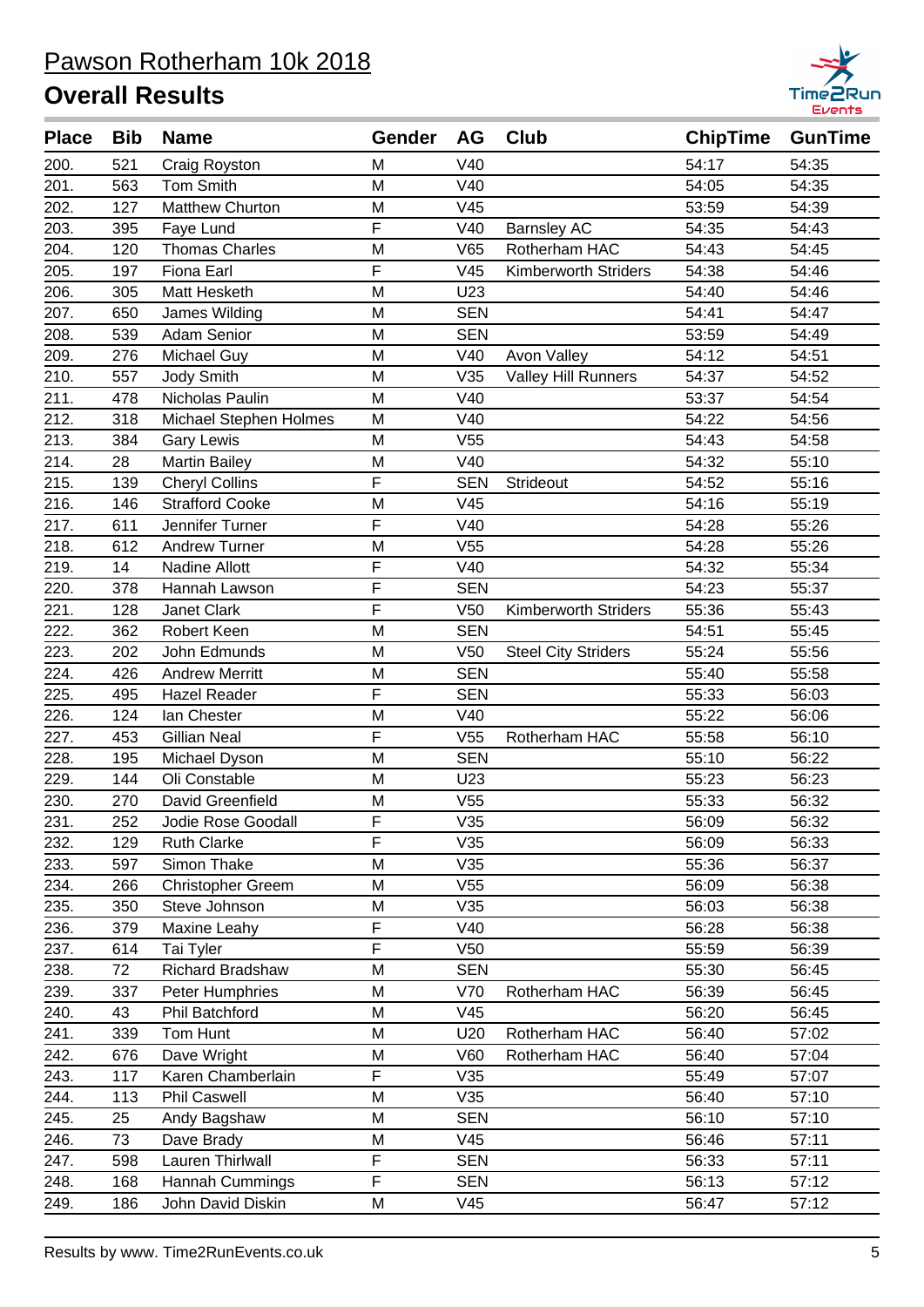# Pawson Rotherham 10k 2018

## Overall Results

| Place | Bib | Name | Gender | AG | Club | ChipTime | GunTime |
|---|---|---|---|---|---|---|---|
| 200. | 521 | Craig Royston | M | V40 | | 54:17 | 54:35 |
| 201. | 563 | Tom Smith | M | V40 | | 54:05 | 54:35 |
| 202. | 127 | Matthew Churton | M | V45 | | 53:59 | 54:39 |
| 203. | 395 | Faye Lund | F | V40 | Barnsley AC | 54:35 | 54:43 |
| 204. | 120 | Thomas Charles | M | V65 | Rotherham HAC | 54:43 | 54:45 |
| 205. | 197 | Fiona Earl | F | V45 | Kimberworth Striders | 54:38 | 54:46 |
| 206. | 305 | Matt Hesketh | M | U23 | | 54:40 | 54:46 |
| 207. | 650 | James Wilding | M | SEN | | 54:41 | 54:47 |
| 208. | 539 | Adam Senior | M | SEN | | 53:59 | 54:49 |
| 209. | 276 | Michael Guy | M | V40 | Avon Valley | 54:12 | 54:51 |
| 210. | 557 | Jody Smith | M | V35 | Valley Hill Runners | 54:37 | 54:52 |
| 211. | 478 | Nicholas Paulin | M | V40 | | 53:37 | 54:54 |
| 212. | 318 | Michael Stephen Holmes | M | V40 | | 54:22 | 54:56 |
| 213. | 384 | Gary Lewis | M | V55 | | 54:43 | 54:58 |
| 214. | 28 | Martin Bailey | M | V40 | | 54:32 | 55:10 |
| 215. | 139 | Cheryl Collins | F | SEN | Strideout | 54:52 | 55:16 |
| 216. | 146 | Strafford Cooke | M | V45 | | 54:16 | 55:19 |
| 217. | 611 | Jennifer Turner | F | V40 | | 54:28 | 55:26 |
| 218. | 612 | Andrew Turner | M | V55 | | 54:28 | 55:26 |
| 219. | 14 | Nadine Allott | F | V40 | | 54:32 | 55:34 |
| 220. | 378 | Hannah Lawson | F | SEN | | 54:23 | 55:37 |
| 221. | 128 | Janet Clark | F | V50 | Kimberworth Striders | 55:36 | 55:43 |
| 222. | 362 | Robert Keen | M | SEN | | 54:51 | 55:45 |
| 223. | 202 | John Edmunds | M | V50 | Steel City Striders | 55:24 | 55:56 |
| 224. | 426 | Andrew Merritt | M | SEN | | 55:40 | 55:58 |
| 225. | 495 | Hazel Reader | F | SEN | | 55:33 | 56:03 |
| 226. | 124 | Ian Chester | M | V40 | | 55:22 | 56:06 |
| 227. | 453 | Gillian Neal | F | V55 | Rotherham HAC | 55:58 | 56:10 |
| 228. | 195 | Michael Dyson | M | SEN | | 55:10 | 56:22 |
| 229. | 144 | Oli Constable | M | U23 | | 55:23 | 56:23 |
| 230. | 270 | David Greenfield | M | V55 | | 55:33 | 56:32 |
| 231. | 252 | Jodie Rose Goodall | F | V35 | | 56:09 | 56:32 |
| 232. | 129 | Ruth Clarke | F | V35 | | 56:09 | 56:33 |
| 233. | 597 | Simon Thake | M | V35 | | 55:36 | 56:37 |
| 234. | 266 | Christopher Greem | M | V55 | | 56:09 | 56:38 |
| 235. | 350 | Steve Johnson | M | V35 | | 56:03 | 56:38 |
| 236. | 379 | Maxine Leahy | F | V40 | | 56:28 | 56:38 |
| 237. | 614 | Tai Tyler | F | V50 | | 55:59 | 56:39 |
| 238. | 72 | Richard Bradshaw | M | SEN | | 55:30 | 56:45 |
| 239. | 337 | Peter Humphries | M | V70 | Rotherham HAC | 56:39 | 56:45 |
| 240. | 43 | Phil Batchford | M | V45 | | 56:20 | 56:45 |
| 241. | 339 | Tom Hunt | M | U20 | Rotherham HAC | 56:40 | 57:02 |
| 242. | 676 | Dave Wright | M | V60 | Rotherham HAC | 56:40 | 57:04 |
| 243. | 117 | Karen Chamberlain | F | V35 | | 55:49 | 57:07 |
| 244. | 113 | Phil Caswell | M | V35 | | 56:40 | 57:10 |
| 245. | 25 | Andy Bagshaw | M | SEN | | 56:10 | 57:10 |
| 246. | 73 | Dave Brady | M | V45 | | 56:46 | 57:11 |
| 247. | 598 | Lauren Thirlwall | F | SEN | | 56:33 | 57:11 |
| 248. | 168 | Hannah Cummings | F | SEN | | 56:13 | 57:12 |
| 249. | 186 | John David Diskin | M | V45 | | 56:47 | 57:12 |

Results by www. Time2RunEvents.co.uk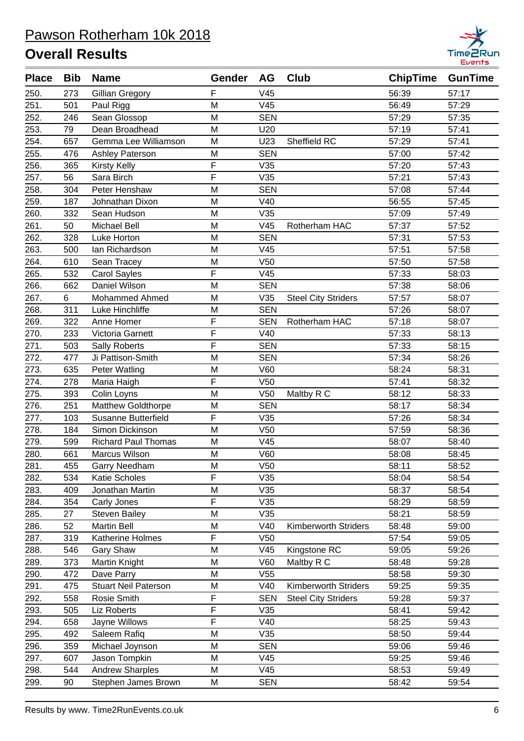# Pawson Rotherham 10k 2018

## Overall Results

| Place | Bib | Name | Gender | AG | Club | ChipTime | GunTime |
|---|---|---|---|---|---|---|---|
| 250. | 273 | Gillian Gregory | F | V45 | | 56:39 | 57:17 |
| 251. | 501 | Paul Rigg | M | V45 | | 56:49 | 57:29 |
| 252. | 246 | Sean Glossop | M | SEN | | 57:29 | 57:35 |
| 253. | 79 | Dean Broadhead | M | U20 | | 57:19 | 57:41 |
| 254. | 657 | Gemma Lee Williamson | M | U23 | Sheffield RC | 57:29 | 57:41 |
| 255. | 476 | Ashley Paterson | M | SEN | | 57:00 | 57:42 |
| 256. | 365 | Kirsty Kelly | F | V35 | | 57:20 | 57:43 |
| 257. | 56 | Sara Birch | F | V35 | | 57:21 | 57:43 |
| 258. | 304 | Peter Henshaw | M | SEN | | 57:08 | 57:44 |
| 259. | 187 | Johnathan Dixon | M | V40 | | 56:55 | 57:45 |
| 260. | 332 | Sean Hudson | M | V35 | | 57:09 | 57:49 |
| 261. | 50 | Michael Bell | M | V45 | Rotherham HAC | 57:37 | 57:52 |
| 262. | 328 | Luke Horton | M | SEN | | 57:31 | 57:53 |
| 263. | 500 | Ian Richardson | M | V45 | | 57:51 | 57:58 |
| 264. | 610 | Sean Tracey | M | V50 | | 57:50 | 57:58 |
| 265. | 532 | Carol Sayles | F | V45 | | 57:33 | 58:03 |
| 266. | 662 | Daniel Wilson | M | SEN | | 57:38 | 58:06 |
| 267. | 6 | Mohammed Ahmed | M | V35 | Steel City Striders | 57:57 | 58:07 |
| 268. | 311 | Luke Hinchliffe | M | SEN | | 57:26 | 58:07 |
| 269. | 322 | Anne Homer | F | SEN | Rotherham HAC | 57:18 | 58:07 |
| 270. | 233 | Victoria Garnett | F | V40 | | 57:33 | 58:13 |
| 271. | 503 | Sally Roberts | F | SEN | | 57:33 | 58:15 |
| 272. | 477 | Ji Pattison-Smith | M | SEN | | 57:34 | 58:26 |
| 273. | 635 | Peter Watling | M | V60 | | 58:24 | 58:31 |
| 274. | 278 | Maria Haigh | F | V50 | | 57:41 | 58:32 |
| 275. | 393 | Colin Loyns | M | V50 | Maltby R C | 58:12 | 58:33 |
| 276. | 251 | Matthew Goldthorpe | M | SEN | | 58:17 | 58:34 |
| 277. | 103 | Susanne Butterfield | F | V35 | | 57:26 | 58:34 |
| 278. | 184 | Simon Dickinson | M | V50 | | 57:59 | 58:36 |
| 279. | 599 | Richard Paul Thomas | M | V45 | | 58:07 | 58:40 |
| 280. | 661 | Marcus Wilson | M | V60 | | 58:08 | 58:45 |
| 281. | 455 | Garry Needham | M | V50 | | 58:11 | 58:52 |
| 282. | 534 | Katie Scholes | F | V35 | | 58:04 | 58:54 |
| 283. | 409 | Jonathan Martin | M | V35 | | 58:37 | 58:54 |
| 284. | 354 | Carly Jones | F | V35 | | 58:29 | 58:59 |
| 285. | 27 | Steven Bailey | M | V35 | | 58:21 | 58:59 |
| 286. | 52 | Martin Bell | M | V40 | Kimberworth Striders | 58:48 | 59:00 |
| 287. | 319 | Katherine Holmes | F | V50 | | 57:54 | 59:05 |
| 288. | 546 | Gary Shaw | M | V45 | Kingstone RC | 59:05 | 59:26 |
| 289. | 373 | Martin Knight | M | V60 | Maltby R C | 58:48 | 59:28 |
| 290. | 472 | Dave Parry | M | V55 | | 58:58 | 59:30 |
| 291. | 475 | Stuart Neil Paterson | M | V40 | Kimberworth Striders | 59:25 | 59:35 |
| 292. | 558 | Rosie Smith | F | SEN | Steel City Striders | 59:28 | 59:37 |
| 293. | 505 | Liz Roberts | F | V35 | | 58:41 | 59:42 |
| 294. | 658 | Jayne Willows | F | V40 | | 58:25 | 59:43 |
| 295. | 492 | Saleem Rafiq | M | V35 | | 58:50 | 59:44 |
| 296. | 359 | Michael Joynson | M | SEN | | 59:06 | 59:46 |
| 297. | 607 | Jason Tompkin | M | V45 | | 59:25 | 59:46 |
| 298. | 544 | Andrew Sharples | M | V45 | | 58:53 | 59:49 |
| 299. | 90 | Stephen James Brown | M | SEN | | 58:42 | 59:54 |

Results by www. Time2RunEvents.co.uk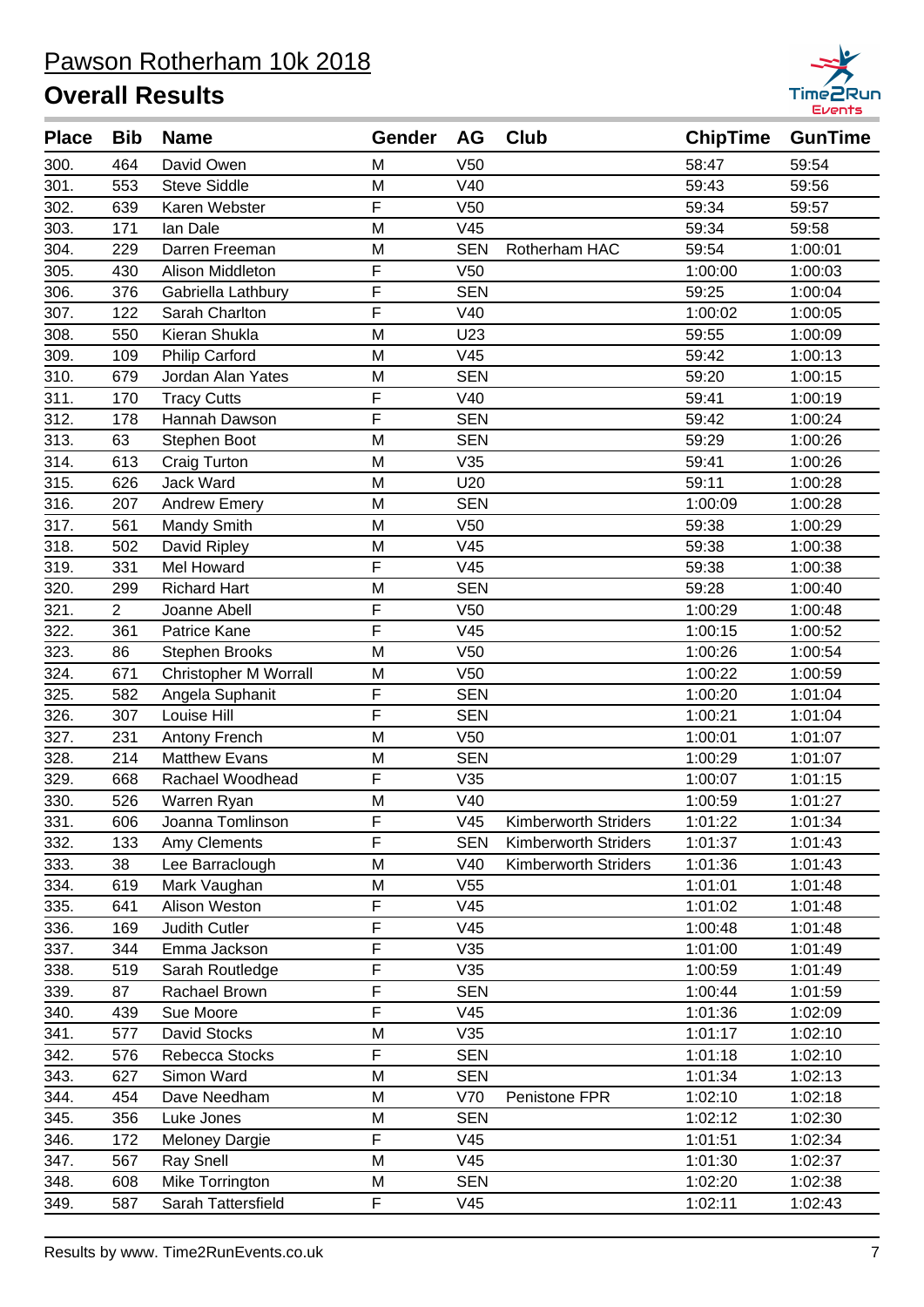# Pawson Rotherham 10k 2018

## Overall Results

| Place | Bib | Name | Gender | AG | Club | ChipTime | GunTime |
|---|---|---|---|---|---|---|---|
| 300. | 464 | David Owen | M | V50 | | 58:47 | 59:54 |
| 301. | 553 | Steve Siddle | M | V40 | | 59:43 | 59:56 |
| 302. | 639 | Karen Webster | F | V50 | | 59:34 | 59:57 |
| 303. | 171 | Ian Dale | M | V45 | | 59:34 | 59:58 |
| 304. | 229 | Darren Freeman | M | SEN | Rotherham HAC | 59:54 | 1:00:01 |
| 305. | 430 | Alison Middleton | F | V50 | | 1:00:00 | 1:00:03 |
| 306. | 376 | Gabriella Lathbury | F | SEN | | 59:25 | 1:00:04 |
| 307. | 122 | Sarah Charlton | F | V40 | | 1:00:02 | 1:00:05 |
| 308. | 550 | Kieran Shukla | M | U23 | | 59:55 | 1:00:09 |
| 309. | 109 | Philip Carford | M | V45 | | 59:42 | 1:00:13 |
| 310. | 679 | Jordan Alan Yates | M | SEN | | 59:20 | 1:00:15 |
| 311. | 170 | Tracy Cutts | F | V40 | | 59:41 | 1:00:19 |
| 312. | 178 | Hannah Dawson | F | SEN | | 59:42 | 1:00:24 |
| 313. | 63 | Stephen Boot | M | SEN | | 59:29 | 1:00:26 |
| 314. | 613 | Craig Turton | M | V35 | | 59:41 | 1:00:26 |
| 315. | 626 | Jack Ward | M | U20 | | 59:11 | 1:00:28 |
| 316. | 207 | Andrew Emery | M | SEN | | 1:00:09 | 1:00:28 |
| 317. | 561 | Mandy Smith | M | V50 | | 59:38 | 1:00:29 |
| 318. | 502 | David Ripley | M | V45 | | 59:38 | 1:00:38 |
| 319. | 331 | Mel Howard | F | V45 | | 59:38 | 1:00:38 |
| 320. | 299 | Richard Hart | M | SEN | | 59:28 | 1:00:40 |
| 321. | 2 | Joanne Abell | F | V50 | | 1:00:29 | 1:00:48 |
| 322. | 361 | Patrice Kane | F | V45 | | 1:00:15 | 1:00:52 |
| 323. | 86 | Stephen Brooks | M | V50 | | 1:00:26 | 1:00:54 |
| 324. | 671 | Christopher M Worrall | M | V50 | | 1:00:22 | 1:00:59 |
| 325. | 582 | Angela Suphanit | F | SEN | | 1:00:20 | 1:01:04 |
| 326. | 307 | Louise Hill | F | SEN | | 1:00:21 | 1:01:04 |
| 327. | 231 | Antony French | M | V50 | | 1:00:01 | 1:01:07 |
| 328. | 214 | Matthew Evans | M | SEN | | 1:00:29 | 1:01:07 |
| 329. | 668 | Rachael Woodhead | F | V35 | | 1:00:07 | 1:01:15 |
| 330. | 526 | Warren Ryan | M | V40 | | 1:00:59 | 1:01:27 |
| 331. | 606 | Joanna Tomlinson | F | V45 | Kimberworth Striders | 1:01:22 | 1:01:34 |
| 332. | 133 | Amy Clements | F | SEN | Kimberworth Striders | 1:01:37 | 1:01:43 |
| 333. | 38 | Lee Barraclough | M | V40 | Kimberworth Striders | 1:01:36 | 1:01:43 |
| 334. | 619 | Mark Vaughan | M | V55 | | 1:01:01 | 1:01:48 |
| 335. | 641 | Alison Weston | F | V45 | | 1:01:02 | 1:01:48 |
| 336. | 169 | Judith Cutler | F | V45 | | 1:00:48 | 1:01:48 |
| 337. | 344 | Emma Jackson | F | V35 | | 1:01:00 | 1:01:49 |
| 338. | 519 | Sarah Routledge | F | V35 | | 1:00:59 | 1:01:49 |
| 339. | 87 | Rachael Brown | F | SEN | | 1:00:44 | 1:01:59 |
| 340. | 439 | Sue Moore | F | V45 | | 1:01:36 | 1:02:09 |
| 341. | 577 | David Stocks | M | V35 | | 1:01:17 | 1:02:10 |
| 342. | 576 | Rebecca Stocks | F | SEN | | 1:01:18 | 1:02:10 |
| 343. | 627 | Simon Ward | M | SEN | | 1:01:34 | 1:02:13 |
| 344. | 454 | Dave Needham | M | V70 | Penistone FPR | 1:02:10 | 1:02:18 |
| 345. | 356 | Luke Jones | M | SEN | | 1:02:12 | 1:02:30 |
| 346. | 172 | Meloney Dargie | F | V45 | | 1:01:51 | 1:02:34 |
| 347. | 567 | Ray Snell | M | V45 | | 1:01:30 | 1:02:37 |
| 348. | 608 | Mike Torrington | M | SEN | | 1:02:20 | 1:02:38 |
| 349. | 587 | Sarah Tattersfield | F | V45 | | 1:02:11 | 1:02:43 |

Results by www. Time2RunEvents.co.uk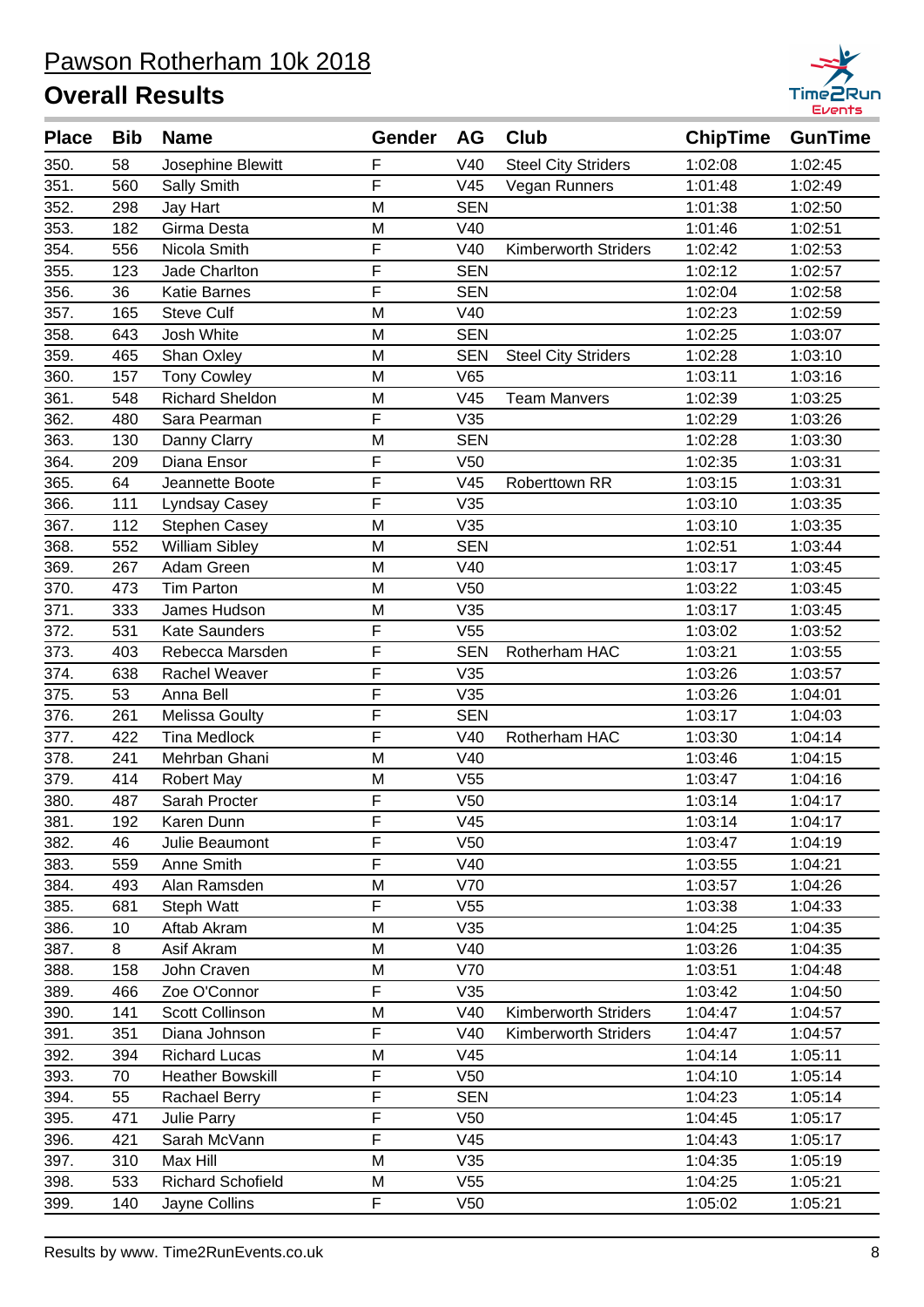# Pawson Rotherham 10k 2018

## Overall Results

| Place | Bib | Name | Gender | AG | Club | ChipTime | GunTime |
|---|---|---|---|---|---|---|---|
| 350. | 58 | Josephine Blewitt | F | V40 | Steel City Striders | 1:02:08 | 1:02:45 |
| 351. | 560 | Sally Smith | F | V45 | Vegan Runners | 1:01:48 | 1:02:49 |
| 352. | 298 | Jay Hart | M | SEN | | 1:01:38 | 1:02:50 |
| 353. | 182 | Girma Desta | M | V40 | | 1:01:46 | 1:02:51 |
| 354. | 556 | Nicola Smith | F | V40 | Kimberworth Striders | 1:02:42 | 1:02:53 |
| 355. | 123 | Jade Charlton | F | SEN | | 1:02:12 | 1:02:57 |
| 356. | 36 | Katie Barnes | F | SEN | | 1:02:04 | 1:02:58 |
| 357. | 165 | Steve Culf | M | V40 | | 1:02:23 | 1:02:59 |
| 358. | 643 | Josh White | M | SEN | | 1:02:25 | 1:03:07 |
| 359. | 465 | Shan Oxley | M | SEN | Steel City Striders | 1:02:28 | 1:03:10 |
| 360. | 157 | Tony Cowley | M | V65 | | 1:03:11 | 1:03:16 |
| 361. | 548 | Richard Sheldon | M | V45 | Team Manvers | 1:02:39 | 1:03:25 |
| 362. | 480 | Sara Pearman | F | V35 | | 1:02:29 | 1:03:26 |
| 363. | 130 | Danny Clarry | M | SEN | | 1:02:28 | 1:03:30 |
| 364. | 209 | Diana Ensor | F | V50 | | 1:02:35 | 1:03:31 |
| 365. | 64 | Jeannette Boote | F | V45 | Roberttown RR | 1:03:15 | 1:03:31 |
| 366. | 111 | Lyndsay Casey | F | V35 | | 1:03:10 | 1:03:35 |
| 367. | 112 | Stephen Casey | M | V35 | | 1:03:10 | 1:03:35 |
| 368. | 552 | William Sibley | M | SEN | | 1:02:51 | 1:03:44 |
| 369. | 267 | Adam Green | M | V40 | | 1:03:17 | 1:03:45 |
| 370. | 473 | Tim Parton | M | V50 | | 1:03:22 | 1:03:45 |
| 371. | 333 | James Hudson | M | V35 | | 1:03:17 | 1:03:45 |
| 372. | 531 | Kate Saunders | F | V55 | | 1:03:02 | 1:03:52 |
| 373. | 403 | Rebecca Marsden | F | SEN | Rotherham HAC | 1:03:21 | 1:03:55 |
| 374. | 638 | Rachel Weaver | F | V35 | | 1:03:26 | 1:03:57 |
| 375. | 53 | Anna Bell | F | V35 | | 1:03:26 | 1:04:01 |
| 376. | 261 | Melissa Goulty | F | SEN | | 1:03:17 | 1:04:03 |
| 377. | 422 | Tina Medlock | F | V40 | Rotherham HAC | 1:03:30 | 1:04:14 |
| 378. | 241 | Mehrban Ghani | M | V40 | | 1:03:46 | 1:04:15 |
| 379. | 414 | Robert May | M | V55 | | 1:03:47 | 1:04:16 |
| 380. | 487 | Sarah Procter | F | V50 | | 1:03:14 | 1:04:17 |
| 381. | 192 | Karen Dunn | F | V45 | | 1:03:14 | 1:04:17 |
| 382. | 46 | Julie Beaumont | F | V50 | | 1:03:47 | 1:04:19 |
| 383. | 559 | Anne Smith | F | V40 | | 1:03:55 | 1:04:21 |
| 384. | 493 | Alan Ramsden | M | V70 | | 1:03:57 | 1:04:26 |
| 385. | 681 | Steph Watt | F | V55 | | 1:03:38 | 1:04:33 |
| 386. | 10 | Aftab Akram | M | V35 | | 1:04:25 | 1:04:35 |
| 387. | 8 | Asif Akram | M | V40 | | 1:03:26 | 1:04:35 |
| 388. | 158 | John Craven | M | V70 | | 1:03:51 | 1:04:48 |
| 389. | 466 | Zoe O'Connor | F | V35 | | 1:03:42 | 1:04:50 |
| 390. | 141 | Scott Collinson | M | V40 | Kimberworth Striders | 1:04:47 | 1:04:57 |
| 391. | 351 | Diana Johnson | F | V40 | Kimberworth Striders | 1:04:47 | 1:04:57 |
| 392. | 394 | Richard Lucas | M | V45 | | 1:04:14 | 1:05:11 |
| 393. | 70 | Heather Bowskill | F | V50 | | 1:04:10 | 1:05:14 |
| 394. | 55 | Rachael Berry | F | SEN | | 1:04:23 | 1:05:14 |
| 395. | 471 | Julie Parry | F | V50 | | 1:04:45 | 1:05:17 |
| 396. | 421 | Sarah McVann | F | V45 | | 1:04:43 | 1:05:17 |
| 397. | 310 | Max Hill | M | V35 | | 1:04:35 | 1:05:19 |
| 398. | 533 | Richard Schofield | M | V55 | | 1:04:25 | 1:05:21 |
| 399. | 140 | Jayne Collins | F | V50 | | 1:05:02 | 1:05:21 |

Results by www. Time2RunEvents.co.uk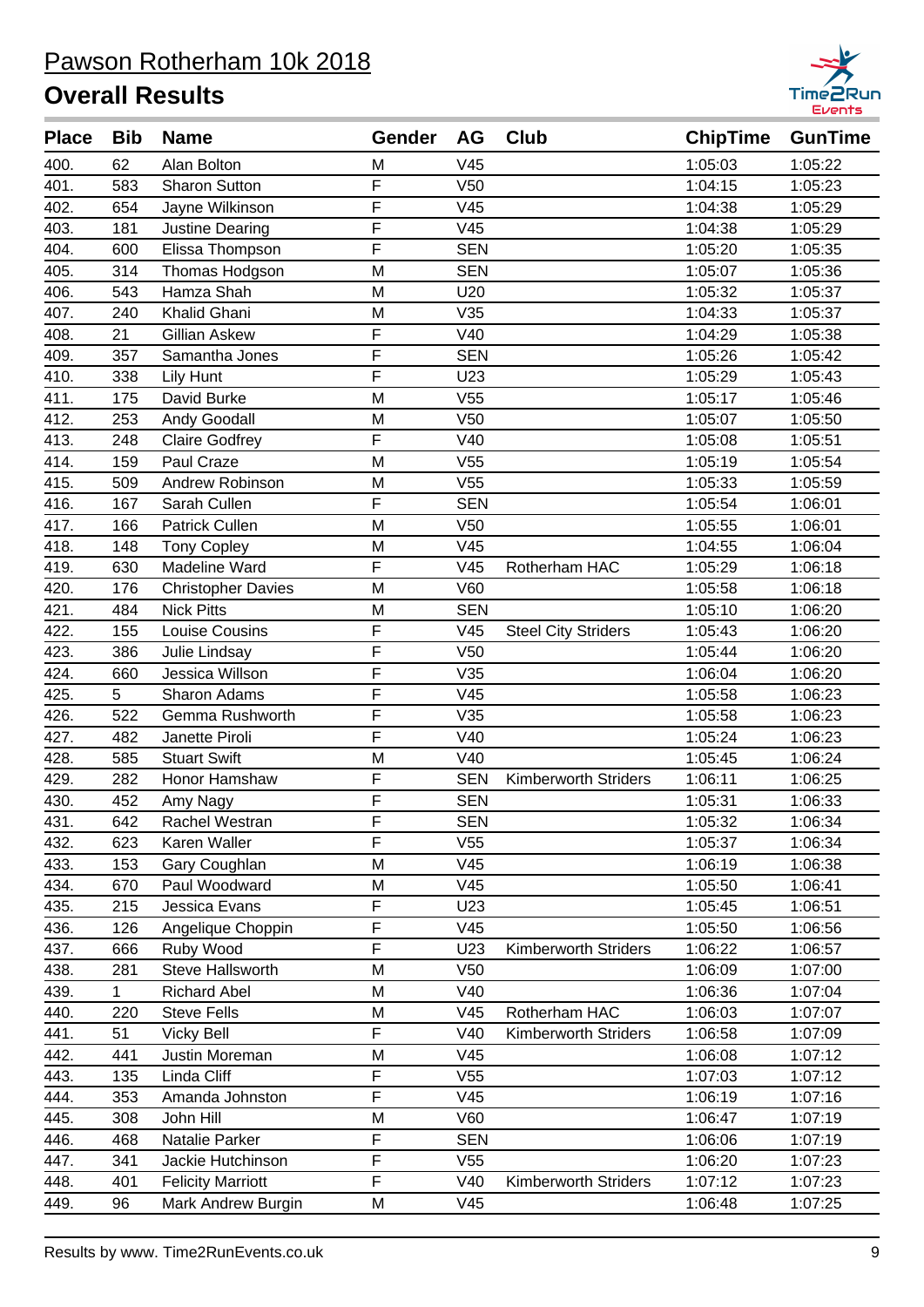# Pawson Rotherham 10k 2018

## Overall Results

| Place | Bib | Name | Gender | AG | Club | ChipTime | GunTime |
|---|---|---|---|---|---|---|---|
| 400. | 62 | Alan Bolton | M | V45 | | 1:05:03 | 1:05:22 |
| 401. | 583 | Sharon Sutton | F | V50 | | 1:04:15 | 1:05:23 |
| 402. | 654 | Jayne Wilkinson | F | V45 | | 1:04:38 | 1:05:29 |
| 403. | 181 | Justine Dearing | F | V45 | | 1:04:38 | 1:05:29 |
| 404. | 600 | Elissa Thompson | F | SEN | | 1:05:20 | 1:05:35 |
| 405. | 314 | Thomas Hodgson | M | SEN | | 1:05:07 | 1:05:36 |
| 406. | 543 | Hamza Shah | M | U20 | | 1:05:32 | 1:05:37 |
| 407. | 240 | Khalid Ghani | M | V35 | | 1:04:33 | 1:05:37 |
| 408. | 21 | Gillian Askew | F | V40 | | 1:04:29 | 1:05:38 |
| 409. | 357 | Samantha Jones | F | SEN | | 1:05:26 | 1:05:42 |
| 410. | 338 | Lily Hunt | F | U23 | | 1:05:29 | 1:05:43 |
| 411. | 175 | David Burke | M | V55 | | 1:05:17 | 1:05:46 |
| 412. | 253 | Andy Goodall | M | V50 | | 1:05:07 | 1:05:50 |
| 413. | 248 | Claire Godfrey | F | V40 | | 1:05:08 | 1:05:51 |
| 414. | 159 | Paul Craze | M | V55 | | 1:05:19 | 1:05:54 |
| 415. | 509 | Andrew Robinson | M | V55 | | 1:05:33 | 1:05:59 |
| 416. | 167 | Sarah Cullen | F | SEN | | 1:05:54 | 1:06:01 |
| 417. | 166 | Patrick Cullen | M | V50 | | 1:05:55 | 1:06:01 |
| 418. | 148 | Tony Copley | M | V45 | | 1:04:55 | 1:06:04 |
| 419. | 630 | Madeline Ward | F | V45 | Rotherham HAC | 1:05:29 | 1:06:18 |
| 420. | 176 | Christopher Davies | M | V60 | | 1:05:58 | 1:06:18 |
| 421. | 484 | Nick Pitts | M | SEN | | 1:05:10 | 1:06:20 |
| 422. | 155 | Louise Cousins | F | V45 | Steel City Striders | 1:05:43 | 1:06:20 |
| 423. | 386 | Julie Lindsay | F | V50 | | 1:05:44 | 1:06:20 |
| 424. | 660 | Jessica Willson | F | V35 | | 1:06:04 | 1:06:20 |
| 425. | 5 | Sharon Adams | F | V45 | | 1:05:58 | 1:06:23 |
| 426. | 522 | Gemma Rushworth | F | V35 | | 1:05:58 | 1:06:23 |
| 427. | 482 | Janette Piroli | F | V40 | | 1:05:24 | 1:06:23 |
| 428. | 585 | Stuart Swift | M | V40 | | 1:05:45 | 1:06:24 |
| 429. | 282 | Honor Hamshaw | F | SEN | Kimberworth Striders | 1:06:11 | 1:06:25 |
| 430. | 452 | Amy Nagy | F | SEN | | 1:05:31 | 1:06:33 |
| 431. | 642 | Rachel Westran | F | SEN | | 1:05:32 | 1:06:34 |
| 432. | 623 | Karen Waller | F | V55 | | 1:05:37 | 1:06:34 |
| 433. | 153 | Gary Coughlan | M | V45 | | 1:06:19 | 1:06:38 |
| 434. | 670 | Paul Woodward | M | V45 | | 1:05:50 | 1:06:41 |
| 435. | 215 | Jessica Evans | F | U23 | | 1:05:45 | 1:06:51 |
| 436. | 126 | Angelique Choppin | F | V45 | | 1:05:50 | 1:06:56 |
| 437. | 666 | Ruby Wood | F | U23 | Kimberworth Striders | 1:06:22 | 1:06:57 |
| 438. | 281 | Steve Hallsworth | M | V50 | | 1:06:09 | 1:07:00 |
| 439. | 1 | Richard Abel | M | V40 | | 1:06:36 | 1:07:04 |
| 440. | 220 | Steve Fells | M | V45 | Rotherham HAC | 1:06:03 | 1:07:07 |
| 441. | 51 | Vicky Bell | F | V40 | Kimberworth Striders | 1:06:58 | 1:07:09 |
| 442. | 441 | Justin Moreman | M | V45 | | 1:06:08 | 1:07:12 |
| 443. | 135 | Linda Cliff | F | V55 | | 1:07:03 | 1:07:12 |
| 444. | 353 | Amanda Johnston | F | V45 | | 1:06:19 | 1:07:16 |
| 445. | 308 | John Hill | M | V60 | | 1:06:47 | 1:07:19 |
| 446. | 468 | Natalie Parker | F | SEN | | 1:06:06 | 1:07:19 |
| 447. | 341 | Jackie Hutchinson | F | V55 | | 1:06:20 | 1:07:23 |
| 448. | 401 | Felicity Marriott | F | V40 | Kimberworth Striders | 1:07:12 | 1:07:23 |
| 449. | 96 | Mark Andrew Burgin | M | V45 | | 1:06:48 | 1:07:25 |

Results by www. Time2RunEvents.co.uk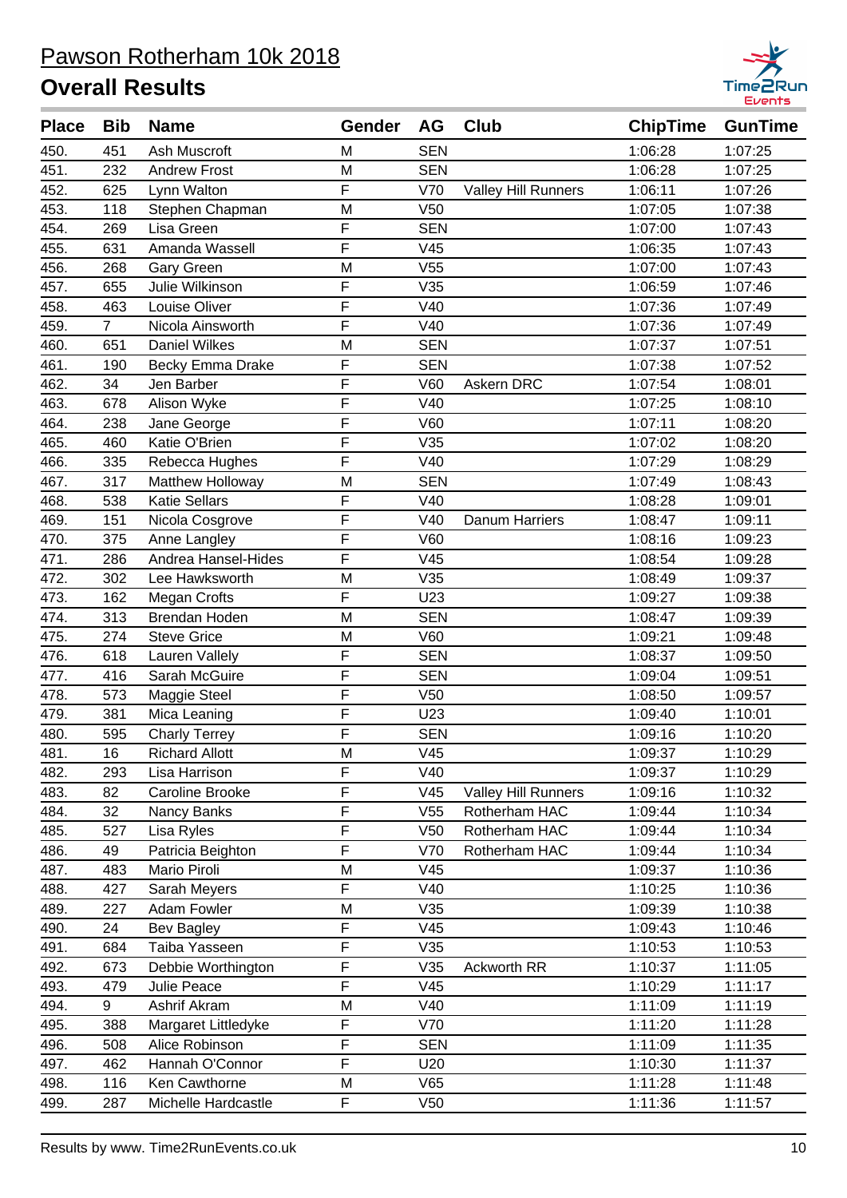# Pawson Rotherham 10k 2018

## Overall Results

| Place | Bib | Name | Gender | AG | Club | ChipTime | GunTime |
|---|---|---|---|---|---|---|---|
| 450. | 451 | Ash Muscroft | M | SEN | | 1:06:28 | 1:07:25 |
| 451. | 232 | Andrew Frost | M | SEN | | 1:06:28 | 1:07:25 |
| 452. | 625 | Lynn Walton | F | V70 | Valley Hill Runners | 1:06:11 | 1:07:26 |
| 453. | 118 | Stephen Chapman | M | V50 | | 1:07:05 | 1:07:38 |
| 454. | 269 | Lisa Green | F | SEN | | 1:07:00 | 1:07:43 |
| 455. | 631 | Amanda Wassell | F | V45 | | 1:06:35 | 1:07:43 |
| 456. | 268 | Gary Green | M | V55 | | 1:07:00 | 1:07:43 |
| 457. | 655 | Julie Wilkinson | F | V35 | | 1:06:59 | 1:07:46 |
| 458. | 463 | Louise Oliver | F | V40 | | 1:07:36 | 1:07:49 |
| 459. | 7 | Nicola Ainsworth | F | V40 | | 1:07:36 | 1:07:49 |
| 460. | 651 | Daniel Wilkes | M | SEN | | 1:07:37 | 1:07:51 |
| 461. | 190 | Becky Emma Drake | F | SEN | | 1:07:38 | 1:07:52 |
| 462. | 34 | Jen Barber | F | V60 | Askern DRC | 1:07:54 | 1:08:01 |
| 463. | 678 | Alison Wyke | F | V40 | | 1:07:25 | 1:08:10 |
| 464. | 238 | Jane George | F | V60 | | 1:07:11 | 1:08:20 |
| 465. | 460 | Katie O'Brien | F | V35 | | 1:07:02 | 1:08:20 |
| 466. | 335 | Rebecca Hughes | F | V40 | | 1:07:29 | 1:08:29 |
| 467. | 317 | Matthew Holloway | M | SEN | | 1:07:49 | 1:08:43 |
| 468. | 538 | Katie Sellars | F | V40 | | 1:08:28 | 1:09:01 |
| 469. | 151 | Nicola Cosgrove | F | V40 | Danum Harriers | 1:08:47 | 1:09:11 |
| 470. | 375 | Anne Langley | F | V60 | | 1:08:16 | 1:09:23 |
| 471. | 286 | Andrea Hansel-Hides | F | V45 | | 1:08:54 | 1:09:28 |
| 472. | 302 | Lee Hawksworth | M | V35 | | 1:08:49 | 1:09:37 |
| 473. | 162 | Megan Crofts | F | U23 | | 1:09:27 | 1:09:38 |
| 474. | 313 | Brendan Hoden | M | SEN | | 1:08:47 | 1:09:39 |
| 475. | 274 | Steve Grice | M | V60 | | 1:09:21 | 1:09:48 |
| 476. | 618 | Lauren Vallely | F | SEN | | 1:08:37 | 1:09:50 |
| 477. | 416 | Sarah McGuire | F | SEN | | 1:09:04 | 1:09:51 |
| 478. | 573 | Maggie Steel | F | V50 | | 1:08:50 | 1:09:57 |
| 479. | 381 | Mica Leaning | F | U23 | | 1:09:40 | 1:10:01 |
| 480. | 595 | Charly Terrey | F | SEN | | 1:09:16 | 1:10:20 |
| 481. | 16 | Richard Allott | M | V45 | | 1:09:37 | 1:10:29 |
| 482. | 293 | Lisa Harrison | F | V40 | | 1:09:37 | 1:10:29 |
| 483. | 82 | Caroline Brooke | F | V45 | Valley Hill Runners | 1:09:16 | 1:10:32 |
| 484. | 32 | Nancy Banks | F | V55 | Rotherham HAC | 1:09:44 | 1:10:34 |
| 485. | 527 | Lisa Ryles | F | V50 | Rotherham HAC | 1:09:44 | 1:10:34 |
| 486. | 49 | Patricia Beighton | F | V70 | Rotherham HAC | 1:09:44 | 1:10:34 |
| 487. | 483 | Mario Piroli | M | V45 | | 1:09:37 | 1:10:36 |
| 488. | 427 | Sarah Meyers | F | V40 | | 1:10:25 | 1:10:36 |
| 489. | 227 | Adam Fowler | M | V35 | | 1:09:39 | 1:10:38 |
| 490. | 24 | Bev Bagley | F | V45 | | 1:09:43 | 1:10:46 |
| 491. | 684 | Taiba Yasseen | F | V35 | | 1:10:53 | 1:10:53 |
| 492. | 673 | Debbie Worthington | F | V35 | Ackworth RR | 1:10:37 | 1:11:05 |
| 493. | 479 | Julie Peace | F | V45 | | 1:10:29 | 1:11:17 |
| 494. | 9 | Ashrif Akram | M | V40 | | 1:11:09 | 1:11:19 |
| 495. | 388 | Margaret Littledyke | F | V70 | | 1:11:20 | 1:11:28 |
| 496. | 508 | Alice Robinson | F | SEN | | 1:11:09 | 1:11:35 |
| 497. | 462 | Hannah O'Connor | F | U20 | | 1:10:30 | 1:11:37 |
| 498. | 116 | Ken Cawthorne | M | V65 | | 1:11:28 | 1:11:48 |
| 499. | 287 | Michelle Hardcastle | F | V50 | | 1:11:36 | 1:11:57 |

Results by www. Time2RunEvents.co.uk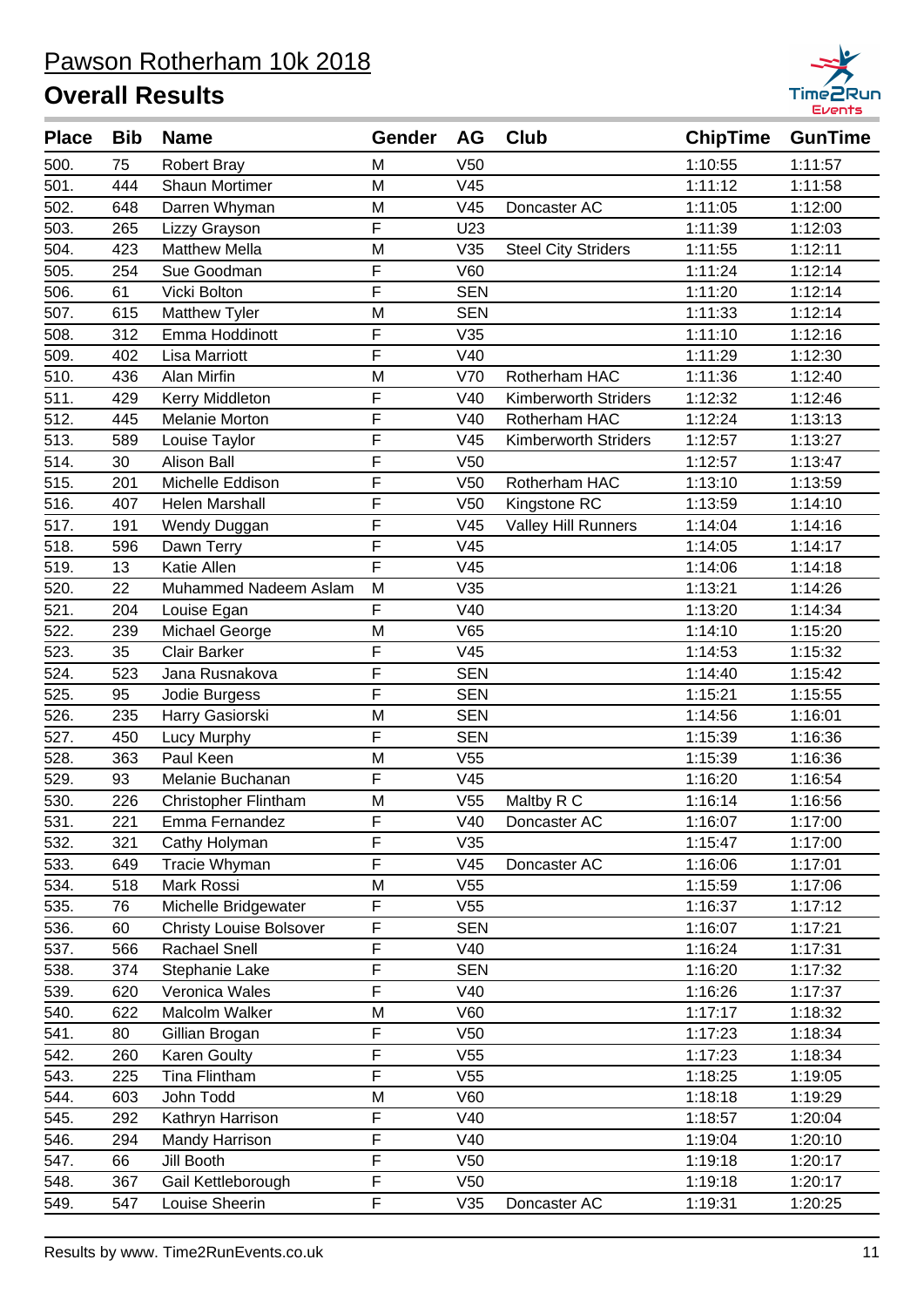# Pawson Rotherham 10k 2018

## Overall Results

| Place | Bib | Name | Gender | AG | Club | ChipTime | GunTime |
|---|---|---|---|---|---|---|---|
| 500. | 75 | Robert Bray | M | V50 | | 1:10:55 | 1:11:57 |
| 501. | 444 | Shaun Mortimer | M | V45 | | 1:11:12 | 1:11:58 |
| 502. | 648 | Darren Whyman | M | V45 | Doncaster AC | 1:11:05 | 1:12:00 |
| 503. | 265 | Lizzy Grayson | F | U23 | | 1:11:39 | 1:12:03 |
| 504. | 423 | Matthew Mella | M | V35 | Steel City Striders | 1:11:55 | 1:12:11 |
| 505. | 254 | Sue Goodman | F | V60 | | 1:11:24 | 1:12:14 |
| 506. | 61 | Vicki Bolton | F | SEN | | 1:11:20 | 1:12:14 |
| 507. | 615 | Matthew Tyler | M | SEN | | 1:11:33 | 1:12:14 |
| 508. | 312 | Emma Hoddinott | F | V35 | | 1:11:10 | 1:12:16 |
| 509. | 402 | Lisa Marriott | F | V40 | | 1:11:29 | 1:12:30 |
| 510. | 436 | Alan Mirfin | M | V70 | Rotherham HAC | 1:11:36 | 1:12:40 |
| 511. | 429 | Kerry Middleton | F | V40 | Kimberworth Striders | 1:12:32 | 1:12:46 |
| 512. | 445 | Melanie Morton | F | V40 | Rotherham HAC | 1:12:24 | 1:13:13 |
| 513. | 589 | Louise Taylor | F | V45 | Kimberworth Striders | 1:12:57 | 1:13:27 |
| 514. | 30 | Alison Ball | F | V50 | | 1:12:57 | 1:13:47 |
| 515. | 201 | Michelle Eddison | F | V50 | Rotherham HAC | 1:13:10 | 1:13:59 |
| 516. | 407 | Helen Marshall | F | V50 | Kingstone RC | 1:13:59 | 1:14:10 |
| 517. | 191 | Wendy Duggan | F | V45 | Valley Hill Runners | 1:14:04 | 1:14:16 |
| 518. | 596 | Dawn Terry | F | V45 | | 1:14:05 | 1:14:17 |
| 519. | 13 | Katie Allen | F | V45 | | 1:14:06 | 1:14:18 |
| 520. | 22 | Muhammed Nadeem Aslam | M | V35 | | 1:13:21 | 1:14:26 |
| 521. | 204 | Louise Egan | F | V40 | | 1:13:20 | 1:14:34 |
| 522. | 239 | Michael George | M | V65 | | 1:14:10 | 1:15:20 |
| 523. | 35 | Clair Barker | F | V45 | | 1:14:53 | 1:15:32 |
| 524. | 523 | Jana Rusnakova | F | SEN | | 1:14:40 | 1:15:42 |
| 525. | 95 | Jodie Burgess | F | SEN | | 1:15:21 | 1:15:55 |
| 526. | 235 | Harry Gasiorski | M | SEN | | 1:14:56 | 1:16:01 |
| 527. | 450 | Lucy Murphy | F | SEN | | 1:15:39 | 1:16:36 |
| 528. | 363 | Paul Keen | M | V55 | | 1:15:39 | 1:16:36 |
| 529. | 93 | Melanie Buchanan | F | V45 | | 1:16:20 | 1:16:54 |
| 530. | 226 | Christopher Flintham | M | V55 | Maltby R C | 1:16:14 | 1:16:56 |
| 531. | 221 | Emma Fernandez | F | V40 | Doncaster AC | 1:16:07 | 1:17:00 |
| 532. | 321 | Cathy Holyman | F | V35 | | 1:15:47 | 1:17:00 |
| 533. | 649 | Tracie Whyman | F | V45 | Doncaster AC | 1:16:06 | 1:17:01 |
| 534. | 518 | Mark Rossi | M | V55 | | 1:15:59 | 1:17:06 |
| 535. | 76 | Michelle Bridgewater | F | V55 | | 1:16:37 | 1:17:12 |
| 536. | 60 | Christy Louise Bolsover | F | SEN | | 1:16:07 | 1:17:21 |
| 537. | 566 | Rachael Snell | F | V40 | | 1:16:24 | 1:17:31 |
| 538. | 374 | Stephanie Lake | F | SEN | | 1:16:20 | 1:17:32 |
| 539. | 620 | Veronica Wales | F | V40 | | 1:16:26 | 1:17:37 |
| 540. | 622 | Malcolm Walker | M | V60 | | 1:17:17 | 1:18:32 |
| 541. | 80 | Gillian Brogan | F | V50 | | 1:17:23 | 1:18:34 |
| 542. | 260 | Karen Goulty | F | V55 | | 1:17:23 | 1:18:34 |
| 543. | 225 | Tina Flintham | F | V55 | | 1:18:25 | 1:19:05 |
| 544. | 603 | John Todd | M | V60 | | 1:18:18 | 1:19:29 |
| 545. | 292 | Kathryn Harrison | F | V40 | | 1:18:57 | 1:20:04 |
| 546. | 294 | Mandy Harrison | F | V40 | | 1:19:04 | 1:20:10 |
| 547. | 66 | Jill Booth | F | V50 | | 1:19:18 | 1:20:17 |
| 548. | 367 | Gail Kettleborough | F | V50 | | 1:19:18 | 1:20:17 |
| 549. | 547 | Louise Sheerin | F | V35 | Doncaster AC | 1:19:31 | 1:20:25 |

Results by www. Time2RunEvents.co.uk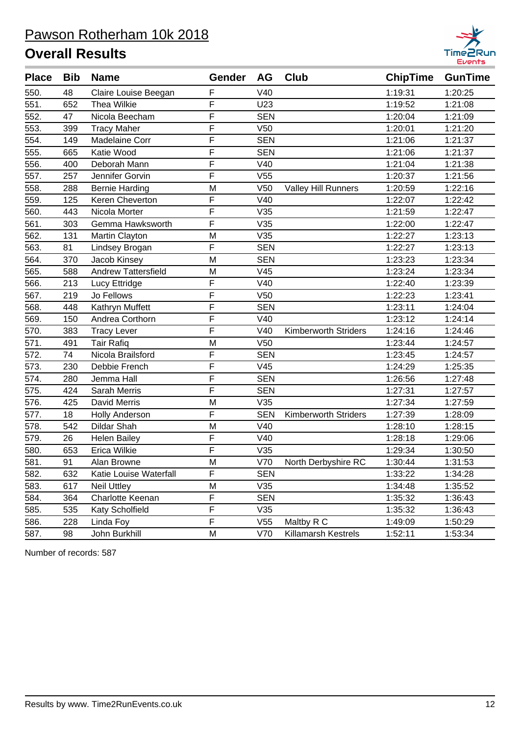# Pawson Rotherham 10k 2018

## Overall Results

| Place | Bib | Name | Gender | AG | Club | ChipTime | GunTime |
|---|---|---|---|---|---|---|---|
| 550. | 48 | Claire Louise Beegan | F | V40 | | 1:19:31 | 1:20:25 |
| 551. | 652 | Thea Wilkie | F | U23 | | 1:19:52 | 1:21:08 |
| 552. | 47 | Nicola Beecham | F | SEN | | 1:20:04 | 1:21:09 |
| 553. | 399 | Tracy Maher | F | V50 | | 1:20:01 | 1:21:20 |
| 554. | 149 | Madelaine Corr | F | SEN | | 1:21:06 | 1:21:37 |
| 555. | 665 | Katie Wood | F | SEN | | 1:21:06 | 1:21:37 |
| 556. | 400 | Deborah Mann | F | V40 | | 1:21:04 | 1:21:38 |
| 557. | 257 | Jennifer Gorvin | F | V55 | | 1:20:37 | 1:21:56 |
| 558. | 288 | Bernie Harding | M | V50 | Valley Hill Runners | 1:20:59 | 1:22:16 |
| 559. | 125 | Keren Cheverton | F | V40 | | 1:22:07 | 1:22:42 |
| 560. | 443 | Nicola Morter | F | V35 | | 1:21:59 | 1:22:47 |
| 561. | 303 | Gemma Hawksworth | F | V35 | | 1:22:00 | 1:22:47 |
| 562. | 131 | Martin Clayton | M | V35 | | 1:22:27 | 1:23:13 |
| 563. | 81 | Lindsey Brogan | F | SEN | | 1:22:27 | 1:23:13 |
| 564. | 370 | Jacob Kinsey | M | SEN | | 1:23:23 | 1:23:34 |
| 565. | 588 | Andrew Tattersfield | M | V45 | | 1:23:24 | 1:23:34 |
| 566. | 213 | Lucy Ettridge | F | V40 | | 1:22:40 | 1:23:39 |
| 567. | 219 | Jo Fellows | F | V50 | | 1:22:23 | 1:23:41 |
| 568. | 448 | Kathryn Muffett | F | SEN | | 1:23:11 | 1:24:04 |
| 569. | 150 | Andrea Corthorn | F | V40 | | 1:23:12 | 1:24:14 |
| 570. | 383 | Tracy Lever | F | V40 | Kimberworth Striders | 1:24:16 | 1:24:46 |
| 571. | 491 | Tair Rafiq | M | V50 | | 1:23:44 | 1:24:57 |
| 572. | 74 | Nicola Brailsford | F | SEN | | 1:23:45 | 1:24:57 |
| 573. | 230 | Debbie French | F | V45 | | 1:24:29 | 1:25:35 |
| 574. | 280 | Jemma Hall | F | SEN | | 1:26:56 | 1:27:48 |
| 575. | 424 | Sarah Merris | F | SEN | | 1:27:31 | 1:27:57 |
| 576. | 425 | David Merris | M | V35 | | 1:27:34 | 1:27:59 |
| 577. | 18 | Holly Anderson | F | SEN | Kimberworth Striders | 1:27:39 | 1:28:09 |
| 578. | 542 | Dildar Shah | M | V40 | | 1:28:10 | 1:28:15 |
| 579. | 26 | Helen Bailey | F | V40 | | 1:28:18 | 1:29:06 |
| 580. | 653 | Erica Wilkie | F | V35 | | 1:29:34 | 1:30:50 |
| 581. | 91 | Alan Browne | M | V70 | North Derbyshire RC | 1:30:44 | 1:31:53 |
| 582. | 632 | Katie Louise Waterfall | F | SEN | | 1:33:22 | 1:34:28 |
| 583. | 617 | Neil Uttley | M | V35 | | 1:34:48 | 1:35:52 |
| 584. | 364 | Charlotte Keenan | F | SEN | | 1:35:32 | 1:36:43 |
| 585. | 535 | Katy Scholfield | F | V35 | | 1:35:32 | 1:36:43 |
| 586. | 228 | Linda Foy | F | V55 | Maltby R C | 1:49:09 | 1:50:29 |
| 587. | 98 | John Burkhill | M | V70 | Killamarsh Kestrels | 1:52:11 | 1:53:34 |

Number of records: 587

Results by www. Time2RunEvents.co.uk